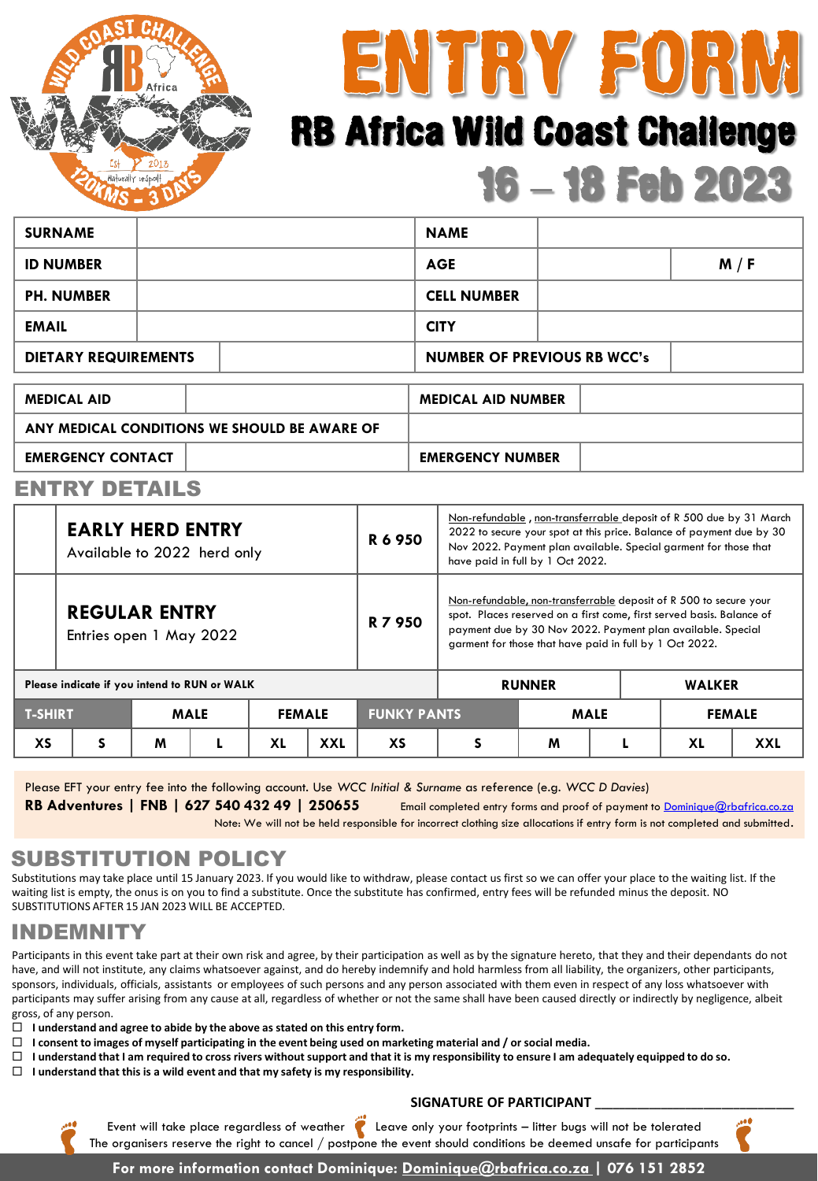# ENTRY FORM

## RB Africa Wild Coast Challenge

## 16 – 18 Feb 2023

| SURNAME | | NAME | | |
|---|---|---|---|---|
| ID NUMBER | | AGE | | M / F |
| PH. NUMBER | | CELL NUMBER | | |
| EMAIL | | CITY | | |
| DIETARY REQUIREMENTS | | NUMBER OF PREVIOUS RB WCC's | | |

| MEDICAL AID | | MEDICAL AID NUMBER | |
|---|---|---|---|
| ANY MEDICAL CONDITIONS WE SHOULD BE AWARE OF | | | |
| EMERGENCY CONTACT | | EMERGENCY NUMBER | |

## ENTRY DETAILS

| | Entry | Price | Details |
|---|---|---|---|
| | **EARLY HERD ENTRY** Available to 2022 herd only | **R 6 950** | Non-refundable , non-transferrable deposit of R 500 due by 31 March 2022 to secure your spot at this price. Balance of payment due by 30 Nov 2022. Payment plan available. Special garment for those that have paid in full by 1 Oct 2022. |
| | **REGULAR ENTRY** Entries open 1 May 2022 | **R 7 950** | Non-refundable, non-transferrable deposit of R 500 to secure your spot. Places reserved on a first come, first served basis. Balance of payment due by 30 Nov 2022. Payment plan available. Special garment for those that have paid in full by 1 Oct 2022. |

| Please indicate if you intend to RUN or WALK | RUNNER | WALKER |
|---|---|---|
| | | |

| T-SHIRT | | MALE | | FEMALE | | FUNKY PANTS | | MALE | | FEMALE | |
|---|---|---|---|---|---|---|---|---|---|---|---|
| XS | S | M | L | XL | XXL | XS | S | M | L | XL | XXL |

Please EFT your entry fee into the following account. Use *WCC Initial & Surname* as reference (e.g. *WCC D Davies*)

**RB Adventures | FNB | 627 540 432 49 | 250655** Email completed entry forms and proof of payment to Dominique@rbafrica.co.za

Note: We will not be held responsible for incorrect clothing size allocations if entry form is not completed and submitted.

## SUBSTITUTION POLICY

Substitutions may take place until 15 January 2023. If you would like to withdraw, please contact us first so we can offer your place to the waiting list. If the waiting list is empty, the onus is on you to find a substitute. Once the substitute has confirmed, entry fees will be refunded minus the deposit. NO SUBSTITUTIONS AFTER 15 JAN 2023 WILL BE ACCEPTED.

## INDEMNITY

Participants in this event take part at their own risk and agree, by their participation as well as by the signature hereto, that they and their dependants do not have, and will not institute, any claims whatsoever against, and do hereby indemnify and hold harmless from all liability, the organizers, other participants, sponsors, individuals, officials, assistants or employees of such persons and any person associated with them even in respect of any loss whatsoever with participants may suffer arising from any cause at all, regardless of whether or not the same shall have been caused directly or indirectly by negligence, albeit gross, of any person.

- ☐ **I understand and agree to abide by the above as stated on this entry form.**
- ☐ **I consent to images of myself participating in the event being used on marketing material and / or social media.**
- ☐ **I understand that I am required to cross rivers without support and that it is my responsibility to ensure I am adequately equipped to do so.**
- ☐ **I understand that this is a wild event and that my safety is my responsibility.**

**SIGNATURE OF PARTICIPANT** ___________________________

Event will take place regardless of weather · Leave only your footprints – litter bugs will not be tolerated

The organisers reserve the right to cancel / postpone the event should conditions be deemed unsafe for participants

**For more information contact Dominique: Dominique@rbafrica.co.za | 076 151 2852**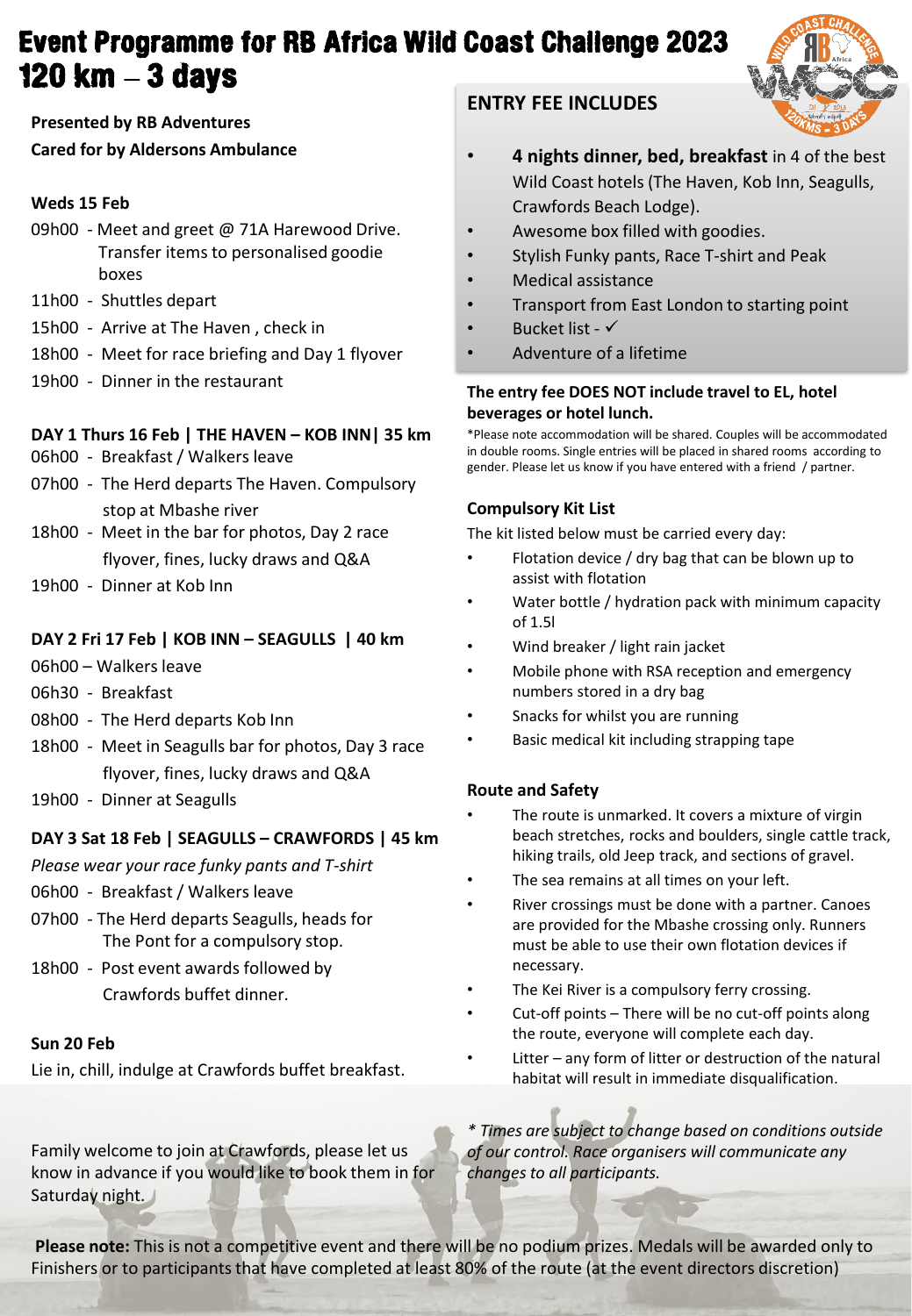# Event Programme for RB Africa Wild Coast Challenge 2023
# 120 km – 3 days

**Presented by RB Adventures**
**Cared for by Aldersons Ambulance**

**Weds 15 Feb**

09h00 - Meet and greet @ 71A Harewood Drive. Transfer items to personalised goodie boxes
11h00 - Shuttles depart
15h00 - Arrive at The Haven , check in
18h00 - Meet for race briefing and Day 1 flyover
19h00 - Dinner in the restaurant

**DAY 1 Thurs 16 Feb | THE HAVEN – KOB INN| 35 km**

06h00 - Breakfast / Walkers leave
07h00 - The Herd departs The Haven. Compulsory stop at Mbashe river
18h00 - Meet in the bar for photos, Day 2 race flyover, fines, lucky draws and Q&A
19h00 - Dinner at Kob Inn

**DAY 2 Fri 17 Feb | KOB INN – SEAGULLS | 40 km**

06h00 – Walkers leave
06h30 - Breakfast
08h00 - The Herd departs Kob Inn
18h00 - Meet in Seagulls bar for photos, Day 3 race flyover, fines, lucky draws and Q&A
19h00 - Dinner at Seagulls

**DAY 3 Sat 18 Feb | SEAGULLS – CRAWFORDS | 45 km**

*Please wear your race funky pants and T-shirt*

06h00 - Breakfast / Walkers leave
07h00 - The Herd departs Seagulls, heads for The Pont for a compulsory stop.
18h00 - Post event awards followed by Crawfords buffet dinner.

**Sun 20 Feb**

Lie in, chill, indulge at Crawfords buffet breakfast.

Family welcome to join at Crawfords, please let us know in advance if you would like to book them in for Saturday night.

## ENTRY FEE INCLUDES

- **4 nights dinner, bed, breakfast** in 4 of the best Wild Coast hotels (The Haven, Kob Inn, Seagulls, Crawfords Beach Lodge).
- Awesome box filled with goodies.
- Stylish Funky pants, Race T-shirt and Peak
- Medical assistance
- Transport from East London to starting point
- Bucket list - ✓
- Adventure of a lifetime

**The entry fee DOES NOT include travel to EL, hotel beverages or hotel lunch.**

*Please note accommodation will be shared. Couples will be accommodated in double rooms. Single entries will be placed in shared rooms according to gender. Please let us know if you have entered with a friend / partner.

**Compulsory Kit List**

The kit listed below must be carried every day:

- Flotation device / dry bag that can be blown up to assist with flotation
- Water bottle / hydration pack with minimum capacity of 1.5l
- Wind breaker / light rain jacket
- Mobile phone with RSA reception and emergency numbers stored in a dry bag
- Snacks for whilst you are running
- Basic medical kit including strapping tape

**Route and Safety**

- The route is unmarked. It covers a mixture of virgin beach stretches, rocks and boulders, single cattle track, hiking trails, old Jeep track, and sections of gravel.
- The sea remains at all times on your left.
- River crossings must be done with a partner. Canoes are provided for the Mbashe crossing only. Runners must be able to use their own flotation devices if necessary.
- The Kei River is a compulsory ferry crossing.
- Cut-off points – There will be no cut-off points along the route, everyone will complete each day.
- Litter – any form of litter or destruction of the natural habitat will result in immediate disqualification.

*\* Times are subject to change based on conditions outside of our control. Race organisers will communicate any changes to all participants.*

**Please note:** This is not a competitive event and there will be no podium prizes. Medals will be awarded only to Finishers or to participants that have completed at least 80% of the route (at the event directors discretion)